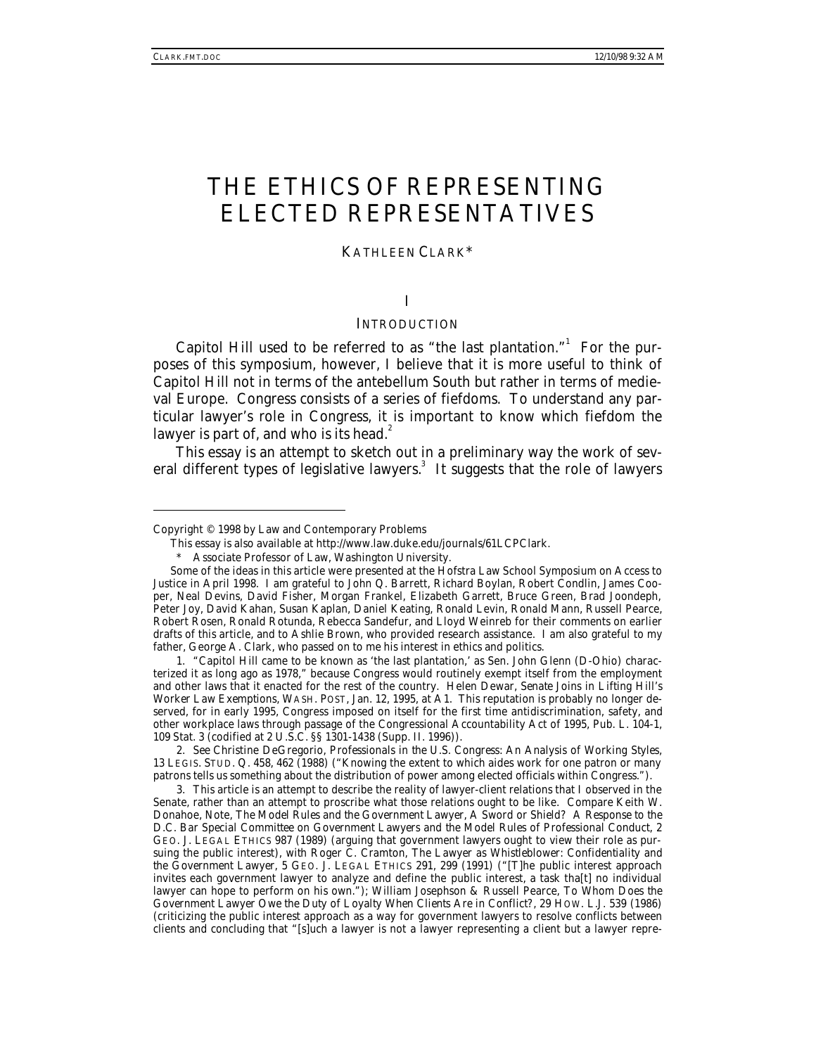# THE ETHICS OF REPRESENTING ELECTED REPRESENTATIVES

KATHLEEN CLARK*

## I

## INTRODUCTION

Capitol Hill used to be referred to as "the last plantation."[1] For the purposes of this symposium, however, I believe that it is more useful to think of Capitol Hill not in terms of the antebellum South but rather in terms of medieval Europe. Congress consists of a series of fiefdoms. To understand any particular lawyer's role in Congress, it is important to know which fiefdom the lawyer is part of, and who is its head.[2]

This essay is an attempt to sketch out in a preliminary way the work of several different types of legislative lawyers.[3] It suggests that the role of lawyers

---

Copyright © 1998 by Law and Contemporary Problems

This essay is also available at http://www.law.duke.edu/journals/61LCPClark.

\* Associate Professor of Law, Washington University.

Some of the ideas in this article were presented at the Hofstra Law School Symposium on Access to Justice in April 1998. I am grateful to John Q. Barrett, Richard Boylan, Robert Condlin, James Cooper, Neal Devins, David Fisher, Morgan Frankel, Elizabeth Garrett, Bruce Green, Brad Joondeph, Peter Joy, David Kahan, Susan Kaplan, Daniel Keating, Ronald Levin, Ronald Mann, Russell Pearce, Robert Rosen, Ronald Rotunda, Rebecca Sandefur, and Lloyd Weinreb for their comments on earlier drafts of this article, and to Ashlie Brown, who provided research assistance. I am also grateful to my father, George A. Clark, who passed on to me his interest in ethics and politics.

1. "Capitol Hill came to be known as 'the last plantation,' as Sen. John Glenn (D-Ohio) characterized it as long ago as 1978," because Congress would routinely exempt itself from the employment and other laws that it enacted for the rest of the country. Helen Dewar, Senate Joins in Lifting Hill's Worker Law Exemptions, WASH. POST, Jan. 12, 1995, at A1. This reputation is probably no longer deserved, for in early 1995, Congress imposed on itself for the first time antidiscrimination, safety, and other workplace laws through passage of the Congressional Accountability Act of 1995, Pub. L. 104-1, 109 Stat. 3 (codified at 2 U.S.C. §§ 1301-1438 (Supp. II. 1996)).

2. See Christine DeGregorio, Professionals in the U.S. Congress: An Analysis of Working Styles, 13 LEGIS. STUD. Q. 458, 462 (1988) ("Knowing the extent to which aides work for one patron or many patrons tells us something about the distribution of power among elected officials within Congress.").

3. This article is an attempt to describe the reality of lawyer-client relations that I observed in the Senate, rather than an attempt to proscribe what those relations ought to be like. Compare Keith W. Donahoe, Note, The Model Rules and the Government Lawyer, A Sword or Shield? A Response to the D.C. Bar Special Committee on Government Lawyers and the Model Rules of Professional Conduct, 2 GEO. J. LEGAL ETHICS 987 (1989) (arguing that government lawyers ought to view their role as pursuing the public interest), with Roger C. Cramton, The Lawyer as Whistleblower: Confidentiality and the Government Lawyer, 5 GEO. J. LEGAL ETHICS 291, 299 (1991) ("[T]he public interest approach invites each government lawyer to analyze and define the public interest, a task tha[t] no individual lawyer can hope to perform on his own."); William Josephson & Russell Pearce, To Whom Does the Government Lawyer Owe the Duty of Loyalty When Clients Are in Conflict?, 29 HOW. L.J. 539 (1986) (criticizing the public interest approach as a way for government lawyers to resolve conflicts between clients and concluding that "[s]uch a lawyer is not a lawyer representing a client but a lawyer repre-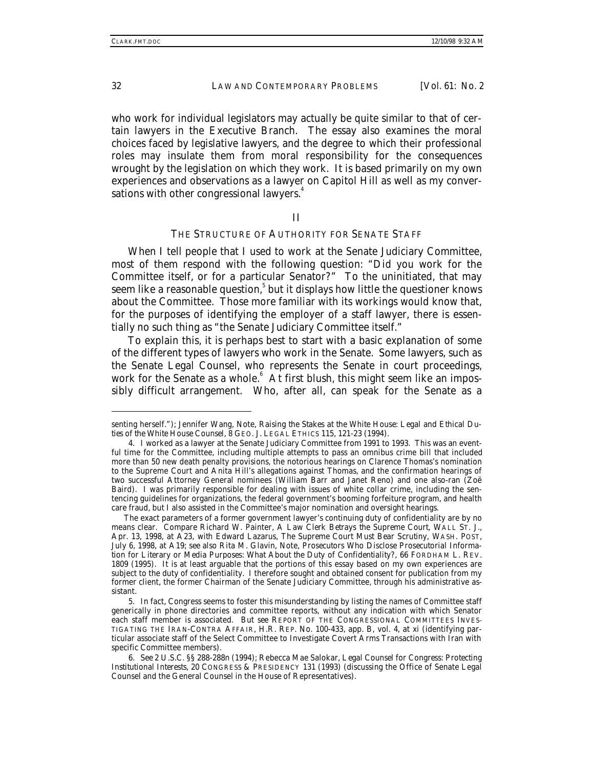who work for individual legislators may actually be quite similar to that of certain lawyers in the Executive Branch. The essay also examines the moral choices faced by legislative lawyers, and the degree to which their professional roles may insulate them from moral responsibility for the consequences wrought by the legislation on which they work. It is based primarily on my own experiences and observations as a lawyer on Capitol Hill as well as my conversations with other congressional lawyers.[4]

## II

## THE STRUCTURE OF AUTHORITY FOR SENATE STAFF

When I tell people that I used to work at the Senate Judiciary Committee, most of them respond with the following question: "Did you work for the Committee itself, or for a particular Senator?" To the uninitiated, that may seem like a reasonable question,[5] but it displays how little the questioner knows about the Committee. Those more familiar with its workings would know that, for the purposes of identifying the employer of a staff lawyer, there is essentially no such thing as "the Senate Judiciary Committee itself."

To explain this, it is perhaps best to start with a basic explanation of some of the different types of lawyers who work in the Senate. Some lawyers, such as the Senate Legal Counsel, who represents the Senate in court proceedings, work for the Senate as a whole.[6] At first blush, this might seem like an impossibly difficult arrangement. Who, after all, can speak for the Senate as a

---

senting herself."); Jennifer Wang, Note, *Raising the Stakes at the White House: Legal and Ethical Duties of the White House Counsel*, 8 GEO. J. LEGAL ETHICS 115, 121-23 (1994).

4. I worked as a lawyer at the Senate Judiciary Committee from 1991 to 1993. This was an eventful time for the Committee, including multiple attempts to pass an omnibus crime bill that included more than 50 new death penalty provisions, the notorious hearings on Clarence Thomas's nomination to the Supreme Court and Anita Hill's allegations against Thomas, and the confirmation hearings of two successful Attorney General nominees (William Barr and Janet Reno) and one also-ran (Zoë Baird). I was primarily responsible for dealing with issues of white collar crime, including the sentencing guidelines for organizations, the federal government's booming forfeiture program, and health care fraud, but I also assisted in the Committee's major nomination and oversight hearings.

The exact parameters of a former government lawyer's continuing duty of confidentiality are by no means clear. *Compare* Richard W. Painter, *A Law Clerk Betrays the Supreme Court*, WALL ST. J., Apr. 13, 1998, at A23, *with* Edward Lazarus, *The Supreme Court Must Bear Scrutiny*, WASH. POST, July 6, 1998, at A19; *see also* Rita M. Glavin, Note, *Prosecutors Who Disclose Prosecutorial Information for Literary or Media Purposes: What About the Duty of Confidentiality?*, 66 FORDHAM L. REV. 1809 (1995). It is at least arguable that the portions of this essay based on my own experiences are subject to the duty of confidentiality. I therefore sought and obtained consent for publication from my former client, the former Chairman of the Senate Judiciary Committee, through his administrative assistant.

5. In fact, Congress seems to foster this misunderstanding by listing the names of Committee staff generically in phone directories and committee reports, without any indication with which Senator each staff member is associated. *But see* REPORT OF THE CONGRESSIONAL COMMITTEES INVESTIGATING THE IRAN-CONTRA AFFAIR, H.R. REP. No. 100-433, app. B, vol. 4, at xi (identifying particular associate staff of the Select Committee to Investigate Covert Arms Transactions with Iran with specific Committee members).

6. *See* 2 U.S.C. §§ 288-288n (1994); Rebecca Mae Salokar, *Legal Counsel for Congress: Protecting Institutional Interests*, 20 CONGRESS & PRESIDENCY 131 (1993) (discussing the Office of Senate Legal Counsel and the General Counsel in the House of Representatives).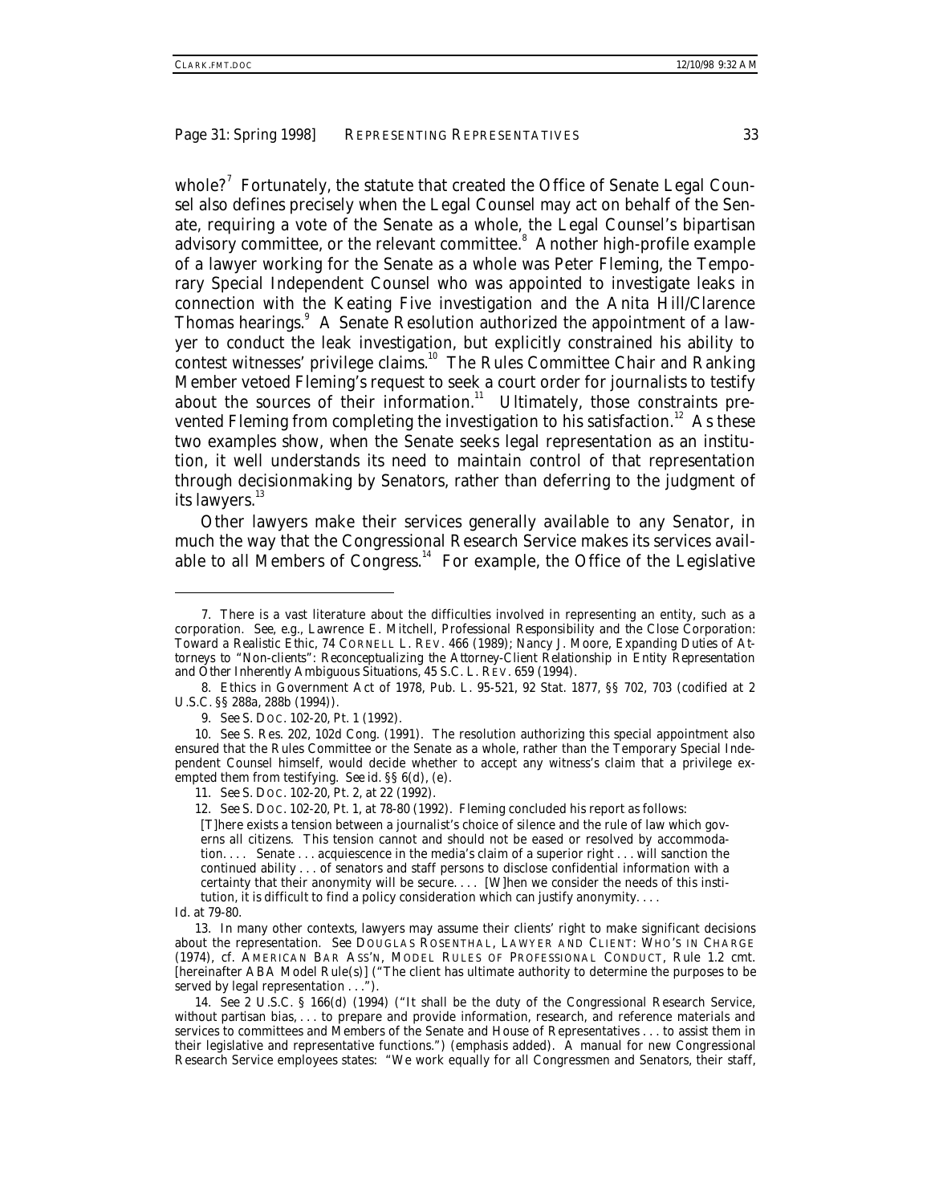whole?[7] Fortunately, the statute that created the Office of Senate Legal Counsel also defines precisely when the Legal Counsel may act on behalf of the Senate, requiring a vote of the Senate as a whole, the Legal Counsel's bipartisan advisory committee, or the relevant committee.[8] Another high-profile example of a lawyer working for the Senate as a whole was Peter Fleming, the Temporary Special Independent Counsel who was appointed to investigate leaks in connection with the Keating Five investigation and the Anita Hill/Clarence Thomas hearings.[9] A Senate Resolution authorized the appointment of a lawyer to conduct the leak investigation, but explicitly constrained his ability to contest witnesses' privilege claims.[10] The Rules Committee Chair and Ranking Member vetoed Fleming's request to seek a court order for journalists to testify about the sources of their information.[11] Ultimately, those constraints prevented Fleming from completing the investigation to his satisfaction.[12] As these two examples show, when the Senate seeks legal representation as an institution, it well understands its need to maintain control of that representation through decisionmaking by Senators, rather than deferring to the judgment of its lawyers.[13]

Other lawyers make their services generally available to any Senator, in much the way that the Congressional Research Service makes its services available to all Members of Congress.[14] For example, the Office of the Legislative

---

7. There is a vast literature about the difficulties involved in representing an entity, such as a corporation. *See, e.g.*, Lawrence E. Mitchell, *Professional Responsibility and the Close Corporation: Toward a Realistic Ethic*, 74 CORNELL L. REV. 466 (1989); Nancy J. Moore, *Expanding Duties of Attorneys to "Non-clients": Reconceptualizing the Attorney-Client Relationship in Entity Representation and Other Inherently Ambiguous Situations*, 45 S.C. L. REV. 659 (1994).

8. Ethics in Government Act of 1978, Pub. L. 95-521, 92 Stat. 1877, §§ 702, 703 (codified at 2 U.S.C. §§ 288a, 288b (1994)).

9. *See* S. DOC. 102-20, Pt. 1 (1992).

10. *See* S. Res. 202, 102d Cong. (1991). The resolution authorizing this special appointment also ensured that the Rules Committee or the Senate as a whole, rather than the Temporary Special Independent Counsel himself, would decide whether to accept any witness's claim that a privilege exempted them from testifying. *See id.* §§ 6(d), (e).

11. *See* S. DOC. 102-20, Pt. 2, at 22 (1992).

12. *See* S. DOC. 102-20, Pt. 1, at 78-80 (1992). Fleming concluded his report as follows:

> [T]here exists a tension between a journalist's choice of silence and the rule of law which governs all citizens. This tension cannot and should not be eased or resolved by accommodation. . . . Senate . . . acquiescence in the media's claim of a superior right . . . will sanction the continued ability . . . of senators and staff persons to disclose confidential information with a certainty that their anonymity will be secure. . . . [W]hen we consider the needs of this institution, it is difficult to find a policy consideration which can justify anonymity. . . .

*Id.* at 79-80.

13. In many other contexts, lawyers may assume their clients' right to make significant decisions about the representation. *See* DOUGLAS ROSENTHAL, LAWYER AND CLIENT: WHO'S IN CHARGE (1974), *cf.* AMERICAN BAR ASS'N, MODEL RULES OF PROFESSIONAL CONDUCT, Rule 1.2 cmt. [hereinafter ABA Model Rule(s)] ("The client has ultimate authority to determine the purposes to be served by legal representation . . . .").

14. *See* 2 U.S.C. § 166(d) (1994) ("It shall be the duty of the Congressional Research Service, without partisan bias, . . . to prepare and provide information, research, and reference materials and services to committees and *Members* of the Senate and House of Representatives . . . to assist them in their legislative and representative functions.") (emphasis added). A manual for new Congressional Research Service employees states: "We work equally for all Congressmen and Senators, their staff,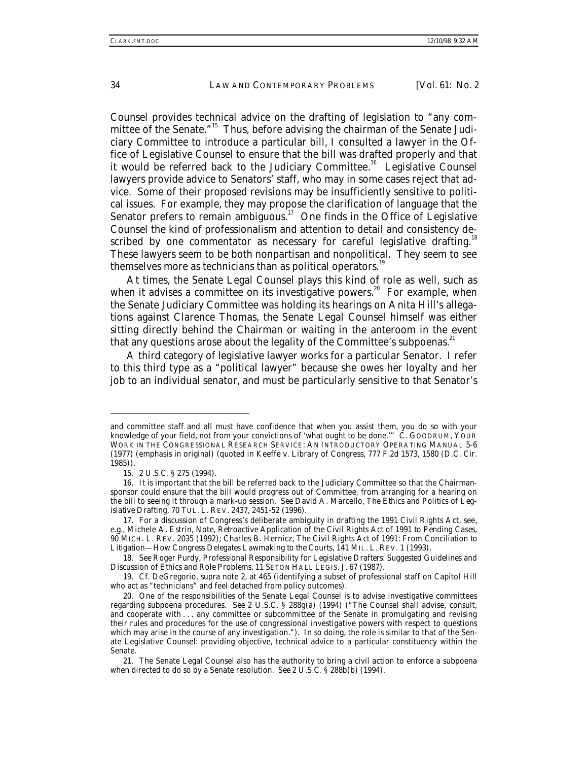Counsel provides technical advice on the drafting of legislation to "any committee of the Senate."[15] Thus, before advising the chairman of the Senate Judiciary Committee to introduce a particular bill, I consulted a lawyer in the Office of Legislative Counsel to ensure that the bill was drafted properly and that it would be referred back to the Judiciary Committee.[16] Legislative Counsel lawyers provide advice to Senators' staff, who may in some cases reject that advice. Some of their proposed revisions may be insufficiently sensitive to political issues. For example, they may propose the clarification of language that the Senator prefers to remain ambiguous.[17] One finds in the Office of Legislative Counsel the kind of professionalism and attention to detail and consistency described by one commentator as necessary for careful legislative drafting.[18] These lawyers seem to be both nonpartisan and nonpolitical. They seem to see themselves more as technicians than as political operators.[19]

At times, the Senate Legal Counsel plays this kind of role as well, such as when it advises a committee on its investigative powers.[20] For example, when the Senate Judiciary Committee was holding its hearings on Anita Hill's allegations against Clarence Thomas, the Senate Legal Counsel himself was either sitting directly behind the Chairman or waiting in the anteroom in the event that any questions arose about the legality of the Committee's subpoenas.[21]

A third category of legislative lawyer works for a particular Senator. I refer to this third type as a "political lawyer" because she owes her loyalty and her job to an individual senator, and must be particularly sensitive to that Senator's

---

and committee staff and all must have confidence that when you assist them, you do so with your knowledge of your field, not from your convictions of 'what ought to be done.'" C. GOODRUM, YOUR WORK IN THE CONGRESSIONAL RESEARCH SERVICE: AN INTRODUCTORY OPERATING MANUAL 5-6 (1977) (emphasis in original) (quoted in Keeffe v. Library of Congress, 777 F.2d 1573, 1580 (D.C. Cir. 1985)).

15. 2 U.S.C. § 275 (1994).

16. It is important that the bill be referred back to the Judiciary Committee so that the Chairman-sponsor could ensure that the bill would progress out of Committee, from arranging for a hearing on the bill to seeing it through a mark-up session. *See* David A. Marcello, *The Ethics and Politics of Legislative Drafting*, 70 TUL. L. REV. 2437, 2451-52 (1996).

17. For a discussion of Congress's deliberate ambiguity in drafting the 1991 Civil Rights Act, see, e.g., Michele A. Estrin, Note, *Retroactive Application of the Civil Rights Act of 1991 to Pending Cases*, 90 MICH. L. REV. 2035 (1992); Charles B. Hernicz, *The Civil Rights Act of 1991: From Conciliation to Litigation—How Congress Delegates Lawmaking to the Courts*, 141 MIL. L. REV. 1 (1993).

18. *See* Roger Purdy, *Professional Responsibility for Legislative Drafters: Suggested Guidelines and Discussion of Ethics and Role Problems*, 11 SETON HALL LEGIS. J. 67 (1987).

19. *Cf.* DeGregorio, *supra* note 2, at 465 (identifying a subset of professional staff on Capitol Hill who act as "technicians" and feel detached from policy outcomes).

20. One of the responsibilities of the Senate Legal Counsel is to advise investigative committees regarding subpoena procedures. *See* 2 U.S.C. § 288g(a) (1994) ("The Counsel shall advise, consult, and cooperate with . . . any committee or subcommittee of the Senate in promulgating and revising their rules and procedures for the use of congressional investigative powers with respect to questions which may arise in the course of any investigation."). In so doing, the role is similar to that of the Senate Legislative Counsel: providing objective, technical advice to a particular constituency within the Senate.

21. The Senate Legal Counsel also has the authority to bring a civil action to enforce a subpoena when directed to do so by a Senate resolution. *See* 2 U.S.C. § 288b(b) (1994).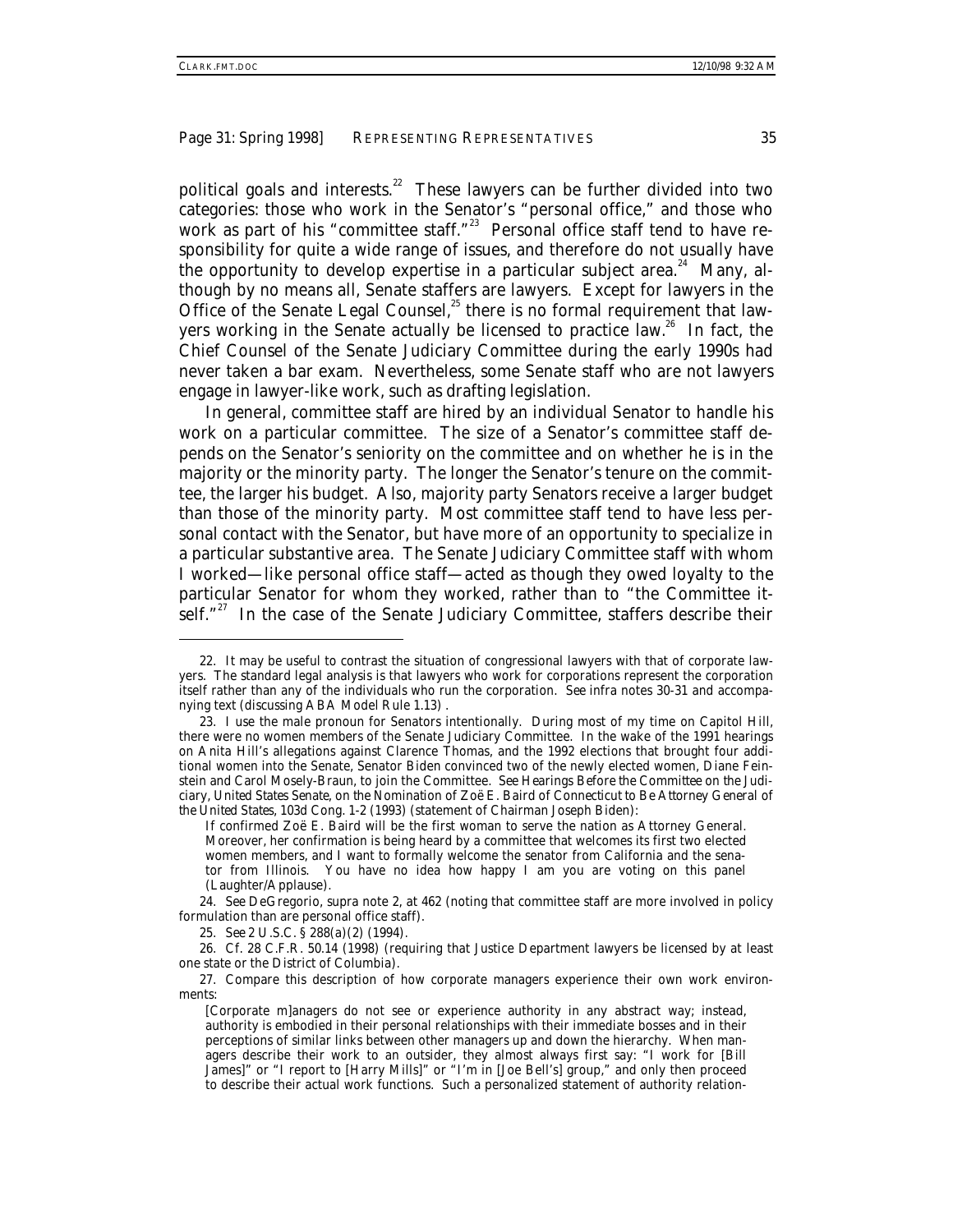political goals and interests.[22] These lawyers can be further divided into two categories: those who work in the Senator's "personal office," and those who work as part of his "committee staff."[23] Personal office staff tend to have responsibility for quite a wide range of issues, and therefore do not usually have the opportunity to develop expertise in a particular subject area.[24] Many, although by no means all, Senate staffers are lawyers. Except for lawyers in the Office of the Senate Legal Counsel,[25] there is no formal requirement that lawyers working in the Senate actually be licensed to practice law.[26] In fact, the Chief Counsel of the Senate Judiciary Committee during the early 1990s had never taken a bar exam. Nevertheless, some Senate staff who are not lawyers engage in lawyer-like work, such as drafting legislation.

In general, committee staff are hired by an individual Senator to handle his work on a particular committee. The size of a Senator's committee staff depends on the Senator's seniority on the committee and on whether he is in the majority or the minority party. The longer the Senator's tenure on the committee, the larger his budget. Also, majority party Senators receive a larger budget than those of the minority party. Most committee staff tend to have less personal contact with the Senator, but have more of an opportunity to specialize in a particular substantive area. The Senate Judiciary Committee staff with whom I worked—like personal office staff—acted as though they owed loyalty to the particular Senator for whom they worked, rather than to "the Committee itself."[27] In the case of the Senate Judiciary Committee, staffers describe their

---

22. It may be useful to contrast the situation of congressional lawyers with that of corporate lawyers. The standard legal analysis is that lawyers who work for corporations represent the corporation itself rather than any of the individuals who run the corporation. *See infra* notes 30-31 and accompanying text (discussing ABA Model Rule 1.13) .

23. I use the male pronoun for Senators intentionally. During most of my time on Capitol Hill, there were no women members of the Senate Judiciary Committee. In the wake of the 1991 hearings on Anita Hill's allegations against Clarence Thomas, and the 1992 elections that brought four additional women into the Senate, Senator Biden convinced two of the newly elected women, Diane Feinstein and Carol Mosely-Braun, to join the Committee. *See Hearings Before the Committee on the Judiciary, United States Senate, on the Nomination of Zoë E. Baird of Connecticut to Be Attorney General of the United States*, 103d Cong. 1-2 (1993) (statement of Chairman Joseph Biden):

> If confirmed Zoë E. Baird will be the first woman to serve the nation as Attorney General. Moreover, her confirmation is being heard by a committee that welcomes its first two elected women members, and I want to formally welcome the senator from California and the senator from Illinois. You have no idea how happy I am you are voting on this panel (Laughter/Applause).

24. *See* DeGregorio, *supra* note 2, at 462 (noting that committee staff are more involved in policy formulation than are personal office staff).

25. *See* 2 U.S.C. § 288(a)(2) (1994).

26. *Cf.* 28 C.F.R. 50.14 (1998) (requiring that Justice Department lawyers be licensed by at least one state or the District of Columbia).

27. Compare this description of how corporate managers experience their own work environments:

> [Corporate m]anagers do not see or experience authority in any abstract way; instead, authority is embodied in their personal relationships with their immediate bosses and in their perceptions of similar links between other managers up and down the hierarchy. When managers describe their work to an outsider, they almost always first say: "I work for [Bill James]" or "I report to [Harry Mills]" or "I'm in [Joe Bell's] group," and only then proceed to describe their actual work functions. Such a personalized statement of authority relation-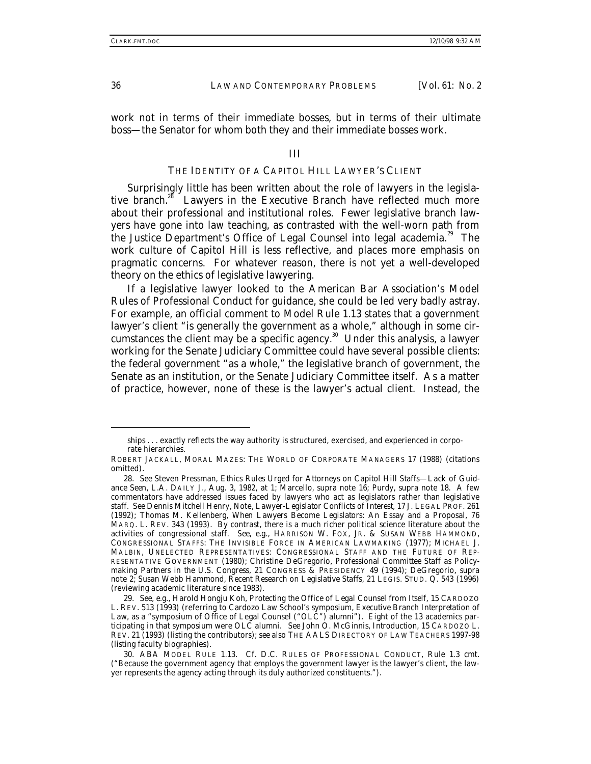work not in terms of their immediate bosses, but in terms of their ultimate boss—the Senator for whom both they and their immediate bosses work.

## III

## THE IDENTITY OF A CAPITOL HILL LAWYER'S CLIENT

Surprisingly little has been written about the role of lawyers in the legislative branch.[28] Lawyers in the Executive Branch have reflected much more about their professional and institutional roles. Fewer legislative branch lawyers have gone into law teaching, as contrasted with the well-worn path from the Justice Department's Office of Legal Counsel into legal academia.[29] The work culture of Capitol Hill is less reflective, and places more emphasis on pragmatic concerns. For whatever reason, there is not yet a well-developed theory on the ethics of legislative lawyering.

If a legislative lawyer looked to the American Bar Association's Model Rules of Professional Conduct for guidance, she could be led very badly astray. For example, an official comment to Model Rule 1.13 states that a government lawyer's client "is generally the government as a whole," although in some circumstances the client may be a specific agency.[30] Under this analysis, a lawyer working for the Senate Judiciary Committee could have several possible clients: the federal government "as a whole," the legislative branch of government, the Senate as an institution, or the Senate Judiciary Committee itself. As a matter of practice, however, none of these is the lawyer's actual client. Instead, the

---

ships . . . exactly reflects the way authority is structured, exercised, and experienced in corporate hierarchies.

ROBERT JACKALL, MORAL MAZES: THE WORLD OF CORPORATE MANAGERS 17 (1988) (citations omitted).

28. *See* Steven Pressman, *Ethics Rules Urged for Attorneys on Capitol Hill Staffs—Lack of Guidance Seen*, L.A. DAILY J., Aug. 3, 1982, at 1; Marcello, *supra* note 16; Purdy, *supra* note 18. A few commentators have addressed issues faced by lawyers who act as legislators rather than legislative staff. *See* Dennis Mitchell Henry, Note, *Lawyer-Legislator Conflicts of Interest*, 17 J. LEGAL PROF. 261 (1992); Thomas M. Kellenberg, *When Lawyers Become Legislators: An Essay and a Proposal*, 76 MARQ. L. REV. 343 (1993). By contrast, there is a much richer political science literature about the activities of congressional staff. *See, e.g.*, HARRISON W. FOX, JR. & SUSAN WEBB HAMMOND, CONGRESSIONAL STAFFS: THE INVISIBLE FORCE IN AMERICAN LAWMAKING (1977); MICHAEL J. MALBIN, UNELECTED REPRESENTATIVES: CONGRESSIONAL STAFF AND THE FUTURE OF REPRESENTATIVE GOVERNMENT (1980); Christine DeGregorio, *Professional Committee Staff as Policymaking Partners in the U.S. Congress*, 21 CONGRESS & PRESIDENCY 49 (1994); DeGregorio, *supra* note 2; Susan Webb Hammond, *Recent Research on Legislative Staffs*, 21 LEGIS. STUD. Q. 543 (1996) (reviewing academic literature since 1983).

29. *See, e.g.*, Harold Hongju Koh, *Protecting the Office of Legal Counsel from Itself*, 15 CARDOZO L. REV. 513 (1993) (referring to Cardozo Law School's symposium, Executive Branch Interpretation of Law, as a "symposium of Office of Legal Counsel ("OLC") alumni"). Eight of the 13 academics participating in that symposium were OLC alumni. *See* John O. McGinnis, *Introduction*, 15 CARDOZO L. REV. 21 (1993) (listing the contributors); *see also* THE AALS DIRECTORY OF LAW TEACHERS 1997-98 (listing faculty biographies).

30. ABA MODEL RULE 1.13. *Cf.* D.C. RULES OF PROFESSIONAL CONDUCT, Rule 1.3 cmt. ("Because the government agency that employs the government lawyer is the lawyer's client, the lawyer represents the agency acting through its duly authorized constituents.").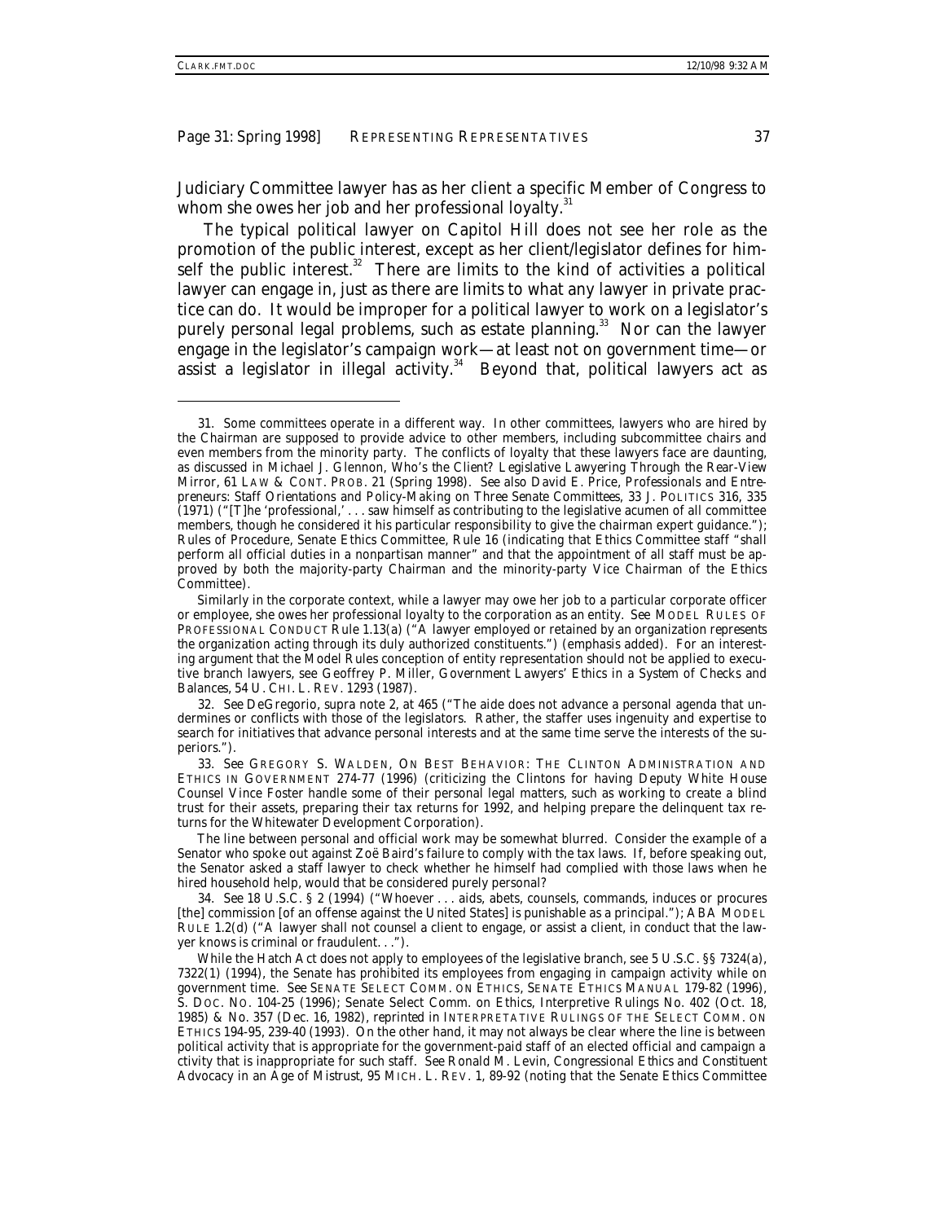Judiciary Committee lawyer has as her client a specific Member of Congress to whom she owes her job and her professional loyalty.[31]

The typical political lawyer on Capitol Hill does not see her role as the promotion of the public interest, except as her client/legislator defines for himself the public interest.[32] There are limits to the kind of activities a political lawyer can engage in, just as there are limits to what any lawyer in private practice can do. It would be improper for a political lawyer to work on a legislator's purely personal legal problems, such as estate planning.[33] Nor can the lawyer engage in the legislator's campaign work—at least not on government time—or assist a legislator in illegal activity.[34] Beyond that, political lawyers act as

---

31. Some committees operate in a different way. In other committees, lawyers who are hired by the Chairman are supposed to provide advice to other members, including subcommittee chairs and even members from the minority party. The conflicts of loyalty that these lawyers face are daunting, as discussed in Michael J. Glennon, *Who's the Client? Legislative Lawyering Through the Rear-View Mirror*, 61 LAW & CONT. PROB. 21 (Spring 1998). *See also* David E. Price, *Professionals and Entrepreneurs: Staff Orientations and Policy-Making on Three Senate Committees*, 33 J. POLITICS 316, 335 (1971) ("[T]he 'professional,' . . . saw himself as contributing to the legislative acumen of all committee members, though he considered it his particular responsibility to give the chairman expert guidance."); Rules of Procedure, Senate Ethics Committee, Rule 16 (indicating that Ethics Committee staff "shall perform all official duties in a nonpartisan manner" and that the appointment of all staff must be approved by both the majority-party Chairman and the minority-party Vice Chairman of the Ethics Committee).

Similarly in the corporate context, while a lawyer may owe her job to a particular corporate officer or employee, she owes her professional loyalty to the corporation as an entity. *See* MODEL RULES OF PROFESSIONAL CONDUCT Rule 1.13(a) ("A lawyer employed or retained by an organization *represents the organization* acting through its duly authorized constituents.") (emphasis added). For an interesting argument that the Model Rules conception of entity representation should not be applied to executive branch lawyers, see Geoffrey P. Miller, *Government Lawyers' Ethics in a System of Checks and Balances*, 54 U. CHI. L. REV. 1293 (1987).

32. *See* DeGregorio, *supra* note 2, at 465 ("The aide does not advance a personal agenda that undermines or conflicts with those of the legislators. Rather, the staffer uses ingenuity and expertise to search for initiatives that advance personal interests and at the same time serve the interests of the superiors.").

33. *See* GREGORY S. WALDEN, ON BEST BEHAVIOR: THE CLINTON ADMINISTRATION AND ETHICS IN GOVERNMENT 274-77 (1996) (criticizing the Clintons for having Deputy White House Counsel Vince Foster handle some of their personal legal matters, such as working to create a blind trust for their assets, preparing their tax returns for 1992, and helping prepare the delinquent tax returns for the Whitewater Development Corporation).

The line between personal and official work may be somewhat blurred. Consider the example of a Senator who spoke out against Zoë Baird's failure to comply with the tax laws. If, before speaking out, the Senator asked a staff lawyer to check whether he himself had complied with those laws when he hired household help, would that be considered purely personal?

34. *See* 18 U.S.C. § 2 (1994) ("Whoever . . . aids, abets, counsels, commands, induces or procures [the] commission [of an offense against the United States] is punishable as a principal."); ABA MODEL RULE 1.2(d) ("A lawyer shall not counsel a client to engage, or assist a client, in conduct that the lawyer knows is criminal or fraudulent. . .").

While the Hatch Act does not apply to employees of the legislative branch, *see* 5 U.S.C. §§ 7324(a), 7322(1) (1994), the Senate has prohibited its employees from engaging in campaign activity while on government time. *See* SENATE SELECT COMM. ON ETHICS, SENATE ETHICS MANUAL 179-82 (1996), S. DOC. NO. 104-25 (1996); Senate Select Comm. on Ethics, Interpretive Rulings No. 402 (Oct. 18, 1985) & No. 357 (Dec. 16, 1982), *reprinted in* INTERPRETATIVE RULINGS OF THE SELECT COMM. ON ETHICS 194-95, 239-40 (1993). On the other hand, it may not always be clear where the line is between political activity that is appropriate for the government-paid staff of an elected official and campaign a ctivity that is inappropriate for such staff. *See* Ronald M. Levin, *Congressional Ethics and Constituent Advocacy in an Age of Mistrust*, 95 MICH. L. REV. 1, 89-92 (noting that the Senate Ethics Committee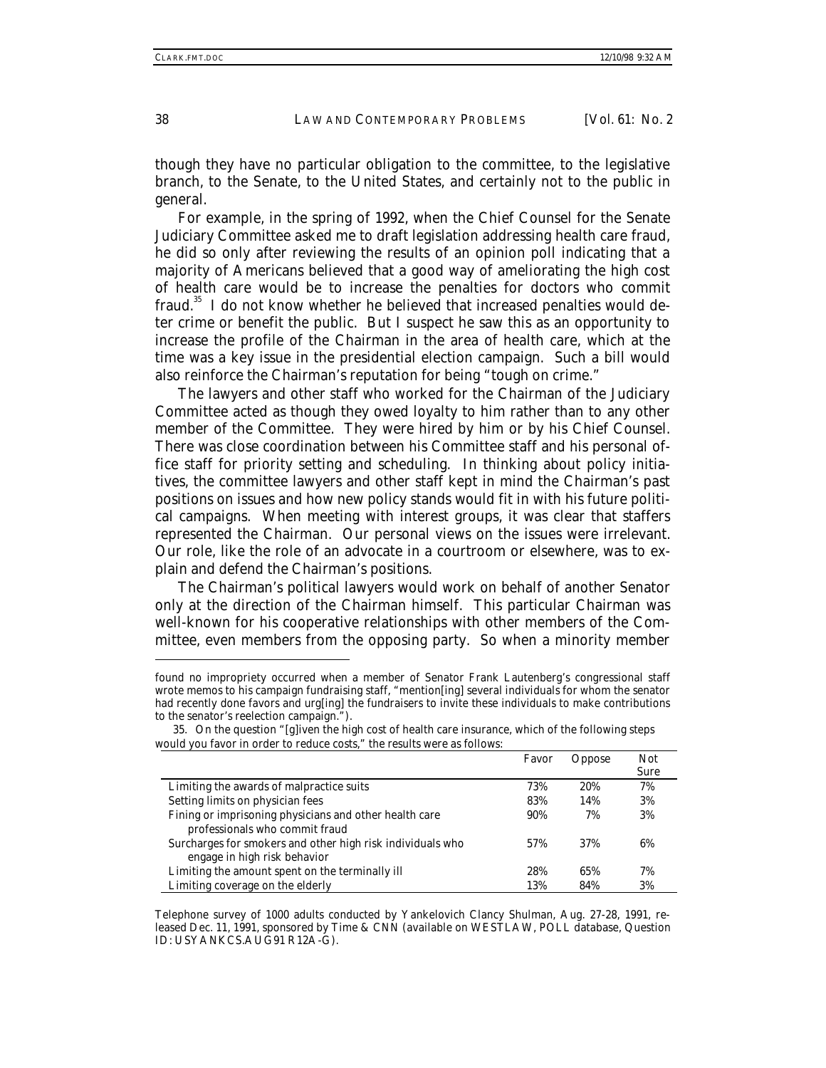though they have no particular obligation to the committee, to the legislative branch, to the Senate, to the United States, and certainly not to the public in general.

For example, in the spring of 1992, when the Chief Counsel for the Senate Judiciary Committee asked me to draft legislation addressing health care fraud, he did so only after reviewing the results of an opinion poll indicating that a majority of Americans believed that a good way of ameliorating the high cost of health care would be to increase the penalties for doctors who commit fraud.[35] I do not know whether he believed that increased penalties would deter crime or benefit the public. But I suspect he saw this as an opportunity to increase the profile of the Chairman in the area of health care, which at the time was a key issue in the presidential election campaign. Such a bill would also reinforce the Chairman's reputation for being "tough on crime."

The lawyers and other staff who worked for the Chairman of the Judiciary Committee acted as though they owed loyalty to him rather than to any other member of the Committee. They were hired by him or by his Chief Counsel. There was close coordination between his Committee staff and his personal office staff for priority setting and scheduling. In thinking about policy initiatives, the committee lawyers and other staff kept in mind the Chairman's past positions on issues and how new policy stands would fit in with his future political campaigns. When meeting with interest groups, it was clear that staffers represented the Chairman. Our personal views on the issues were irrelevant. Our role, like the role of an advocate in a courtroom or elsewhere, was to explain and defend the Chairman's positions.

The Chairman's political lawyers would work on behalf of another Senator only at the direction of the Chairman himself. This particular Chairman was well-known for his cooperative relationships with other members of the Committee, even members from the opposing party. So when a minority member

---

found no impropriety occurred when a member of Senator Frank Lautenberg's congressional staff wrote memos to his campaign fundraising staff, "mention[ing] several individuals for whom the senator had recently done favors and urg[ing] the fundraisers to invite these individuals to make contributions to the senator's reelection campaign.").

35. On the question "[g]iven the high cost of health care insurance, which of the following steps would you favor in order to reduce costs," the results were as follows:

| | Favor | Oppose | Not Sure |
|---|---|---|---|
| Limiting the awards of malpractice suits | 73% | 20% | 7% |
| Setting limits on physician fees | 83% | 14% | 3% |
| Fining or imprisoning physicians and other health care professionals who commit fraud | 90% | 7% | 3% |
| Surcharges for smokers and other high risk individuals who engage in high risk behavior | 57% | 37% | 6% |
| Limiting the amount spent on the terminally ill | 28% | 65% | 7% |
| Limiting coverage on the elderly | 13% | 84% | 3% |

Telephone survey of 1000 adults conducted by Yankelovich Clancy Shulman, Aug. 27-28, 1991, released Dec. 11, 1991, sponsored by Time & CNN (available on WESTLAW, POLL database, Question ID: USYANKCS.AUG91 R12A-G).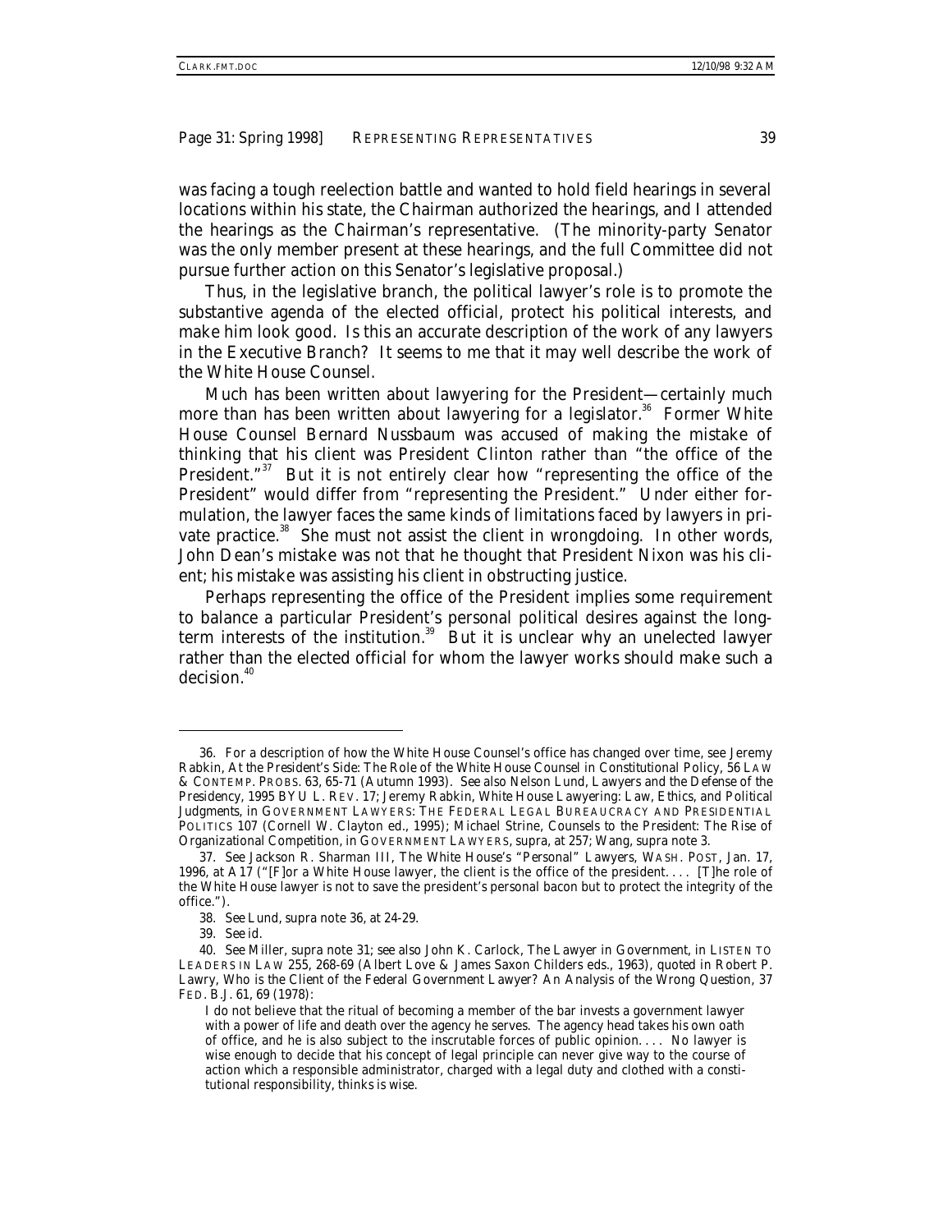was facing a tough reelection battle and wanted to hold field hearings in several locations within his state, the Chairman authorized the hearings, and I attended the hearings as the Chairman's representative. (The minority-party Senator was the only member present at these hearings, and the full Committee did not pursue further action on this Senator's legislative proposal.)

Thus, in the legislative branch, the political lawyer's role is to promote the substantive agenda of the elected official, protect his political interests, and make him look good. Is this an accurate description of the work of any lawyers in the Executive Branch? It seems to me that it may well describe the work of the White House Counsel.

Much has been written about lawyering for the President—certainly much more than has been written about lawyering for a legislator.[36] Former White House Counsel Bernard Nussbaum was accused of making the mistake of thinking that his client was President Clinton rather than "the office of the President."[37] But it is not entirely clear how "representing the office of the President" would differ from "representing the President." Under either formulation, the lawyer faces the same kinds of limitations faced by lawyers in private practice.[38] She must not assist the client in wrongdoing. In other words, John Dean's mistake was not that he thought that President Nixon was his client; his mistake was assisting his client in obstructing justice.

Perhaps representing the office of the President implies some requirement to balance a particular President's personal political desires against the long-term interests of the institution.[39] But it is unclear why an unelected lawyer rather than the elected official for whom the lawyer works should make such a decision.[40]

---

36. For a description of how the White House Counsel's office has changed over time, see Jeremy Rabkin, *At the President's Side: The Role of the White House Counsel in Constitutional Policy*, 56 LAW & CONTEMP. PROBS. 63, 65-71 (Autumn 1993). *See also* Nelson Lund, *Lawyers and the Defense of the Presidency*, 1995 BYU L. REV. 17; Jeremy Rabkin, *White House Lawyering: Law, Ethics, and Political Judgments*, *in* GOVERNMENT LAWYERS: THE FEDERAL LEGAL BUREAUCRACY AND PRESIDENTIAL POLITICS 107 (Cornell W. Clayton ed., 1995); Michael Strine, *Counsels to the President: The Rise of Organizational Competition*, *in* GOVERNMENT LAWYERS, *supra*, at 257; Wang, *supra* note 3.

37. *See* Jackson R. Sharman III, *The White House's "Personal" Lawyers*, WASH. POST, Jan. 17, 1996, at A17 ("[F]or a White House lawyer, the client is the office of the president. . . . [T]he role of the White House lawyer is not to save the president's personal bacon but to protect the integrity of the office.").

38. *See* Lund, *supra* note 36, at 24-29.

39. *See id.*

40. *See* Miller, *supra* note 31; *see also* John K. Carlock, *The Lawyer in Government*, *in* LISTEN TO LEADERS IN LAW 255, 268-69 (Albert Love & James Saxon Childers eds., 1963), *quoted in* Robert P. Lawry, *Who is the Client of the Federal Government Lawyer? An Analysis of the Wrong Question*, 37 FED. B.J. 61, 69 (1978):

> I do not believe that the ritual of becoming a member of the bar invests a government lawyer with a power of life and death over the agency he serves. The agency head takes his own oath of office, and he is also subject to the inscrutable forces of public opinion. . . . No lawyer is wise enough to decide that his concept of legal principle can never give way to the course of action which a responsible administrator, charged with a legal duty and clothed with a constitutional responsibility, thinks is wise.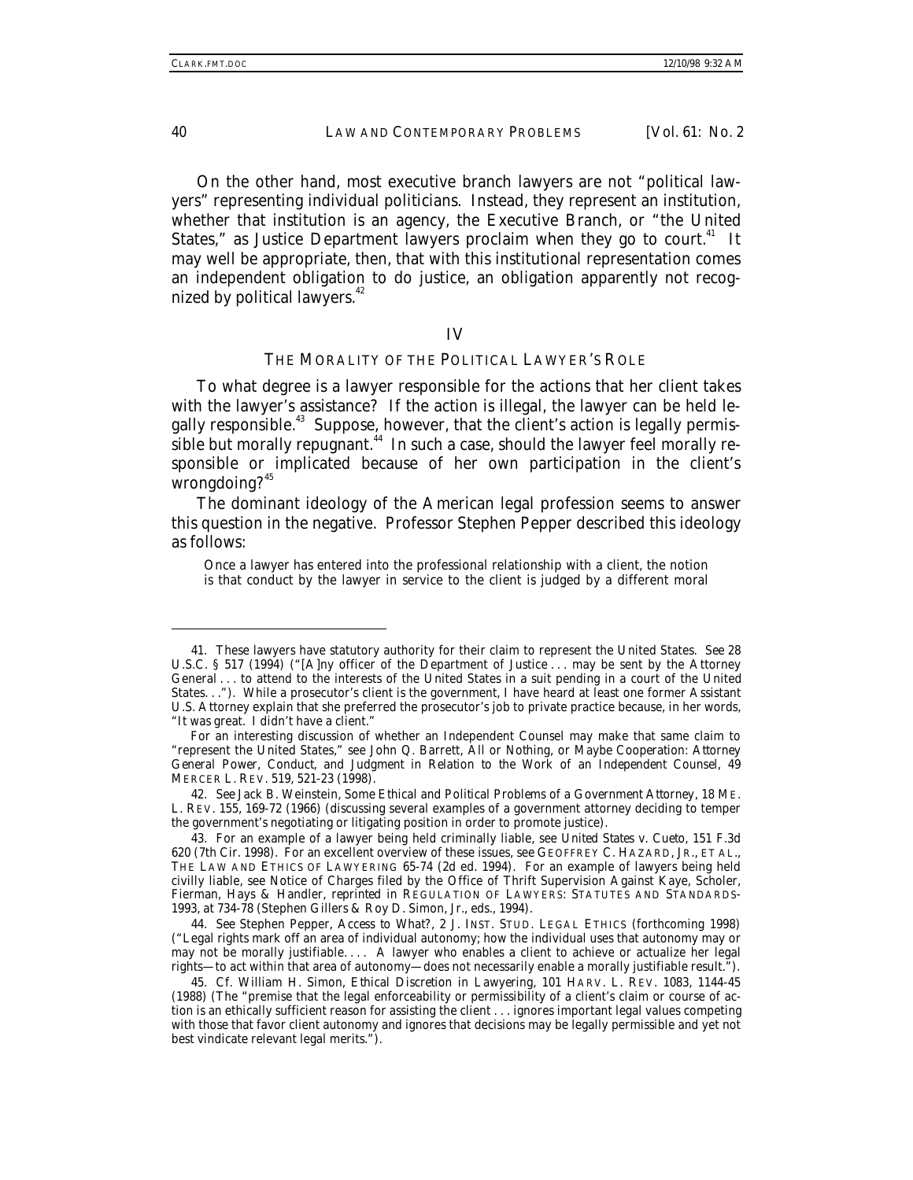On the other hand, most executive branch lawyers are not "political lawyers" representing individual politicians. Instead, they represent an institution, whether that institution is an agency, the Executive Branch, or "the United States," as Justice Department lawyers proclaim when they go to court.[41] It may well be appropriate, then, that with this institutional representation comes an independent obligation to do justice, an obligation apparently not recognized by political lawyers.[42]

## IV

## THE MORALITY OF THE POLITICAL LAWYER'S ROLE

To what degree is a lawyer responsible for the actions that her client takes with the lawyer's assistance? If the action is illegal, the lawyer can be held legally responsible.[43] Suppose, however, that the client's action is legally permissible but morally repugnant.[44] In such a case, should the lawyer feel morally responsible or implicated because of her own participation in the client's wrongdoing?[45]

The dominant ideology of the American legal profession seems to answer this question in the negative. Professor Stephen Pepper described this ideology as follows:

> Once a lawyer has entered into the professional relationship with a client, the notion is that conduct by the lawyer in service to the client is judged by a different moral

---

41. These lawyers have statutory authority for their claim to represent the United States. *See* 28 U.S.C. § 517 (1994) ("[A]ny officer of the Department of Justice . . . may be sent by the Attorney General . . . to attend to the interests of the United States in a suit pending in a court of the United States. . ."). While a prosecutor's client is the government, I have heard at least one former Assistant U.S. Attorney explain that she preferred the prosecutor's job to private practice because, in her words, "It was great. I didn't have a client."

For an interesting discussion of whether an Independent Counsel may make that same claim to "represent the United States," see John Q. Barrett, *All or Nothing, or Maybe Cooperation: Attorney General Power, Conduct, and Judgment in Relation to the Work of an Independent Counsel*, 49 MERCER L. REV. 519, 521-23 (1998).

42. *See* Jack B. Weinstein, *Some Ethical and Political Problems of a Government Attorney*, 18 ME. L. REV. 155, 169-72 (1966) (discussing several examples of a government attorney deciding to temper the government's negotiating or litigating position in order to promote justice).

43. For an example of a lawyer being held criminally liable, see *United States v. Cueto*, 151 F.3d 620 (7th Cir. 1998). For an excellent overview of these issues, see GEOFFREY C. HAZARD, JR., ET AL., THE LAW AND ETHICS OF LAWYERING 65-74 (2d ed. 1994). For an example of lawyers being held civilly liable, see Notice of Charges filed by the Office of Thrift Supervision Against Kaye, Scholer, Fierman, Hays & Handler, *reprinted in* REGULATION OF LAWYERS: STATUTES AND STANDARDS-1993, at 734-78 (Stephen Gillers & Roy D. Simon, Jr., eds., 1994).

44. *See* Stephen Pepper, *Access to What?*, 2 J. INST. STUD. LEGAL ETHICS (forthcoming 1998) ("Legal rights mark off an area of individual autonomy; how the individual uses that autonomy may or may not be morally justifiable. . . . A lawyer who enables a client to achieve or actualize her legal rights—to act within that area of autonomy—does not necessarily enable a morally justifiable result.").

45. *Cf.* William H. Simon, *Ethical Discretion in Lawyering*, 101 HARV. L. REV. 1083, 1144-45 (1988) (The "premise that the legal enforceability or permissibility of a client's claim or course of action is an ethically sufficient reason for assisting the client . . . ignores important legal values competing with those that favor client autonomy and ignores that decisions may be legally permissible and yet not best vindicate relevant legal merits.").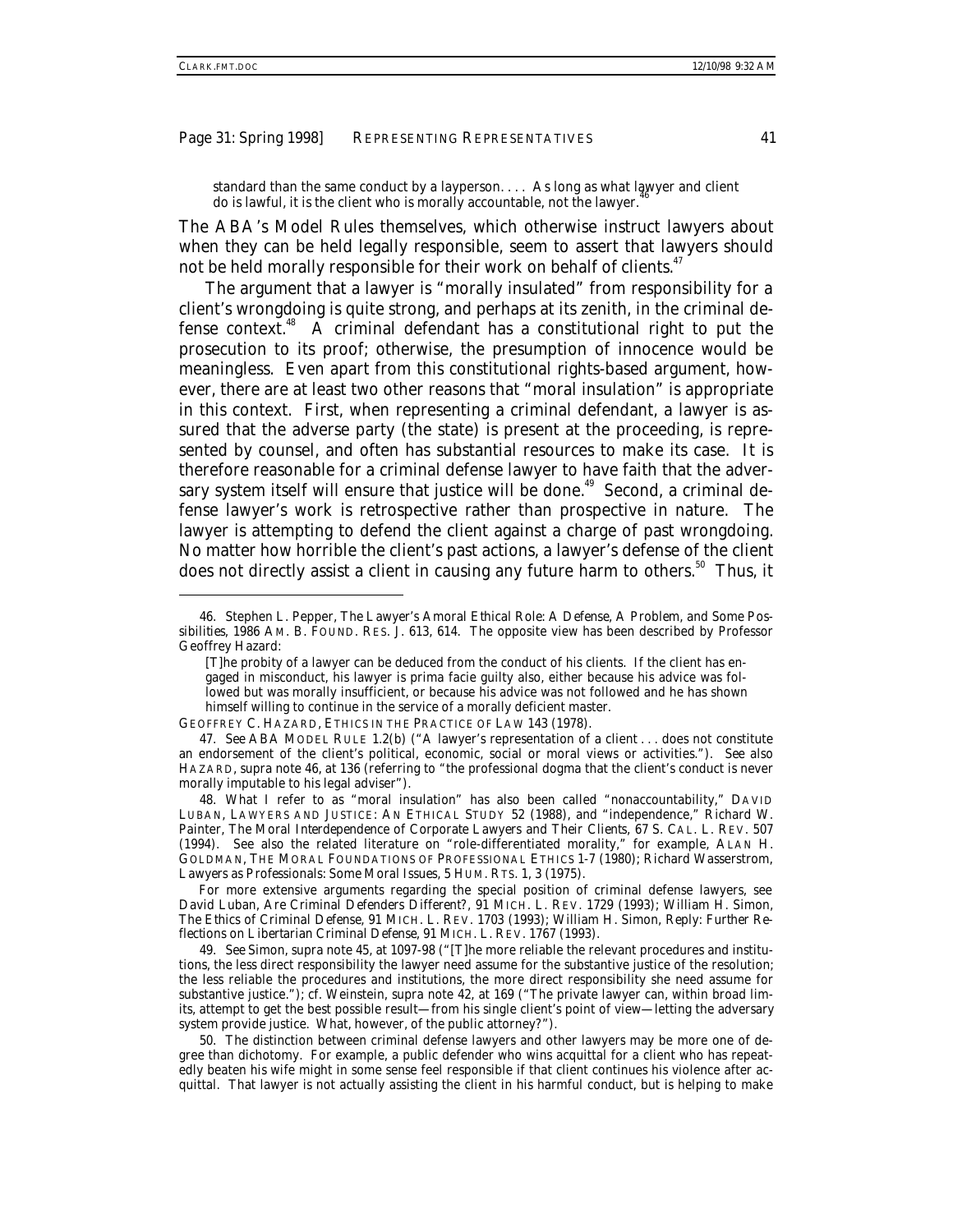> standard than the same conduct by a layperson. . . . As long as what lawyer and client do is lawful, it is the client who is morally accountable, not the lawyer.[46]

The ABA's Model Rules themselves, which otherwise instruct lawyers about when they can be held legally responsible, seem to assert that lawyers should not be held morally responsible for their work on behalf of clients.[47]

The argument that a lawyer is "morally insulated" from responsibility for a client's wrongdoing is quite strong, and perhaps at its zenith, in the criminal defense context.[48] A criminal defendant has a constitutional right to put the prosecution to its proof; otherwise, the presumption of innocence would be meaningless. Even apart from this constitutional rights-based argument, however, there are at least two other reasons that "moral insulation" is appropriate in this context. First, when representing a criminal defendant, a lawyer is assured that the adverse party (the state) is present at the proceeding, is represented by counsel, and often has substantial resources to make its case. It is therefore reasonable for a criminal defense lawyer to have faith that the adversary system itself will ensure that justice will be done.[49] Second, a criminal defense lawyer's work is retrospective rather than prospective in nature. The lawyer is attempting to defend the client against a charge of past wrongdoing. No matter how horrible the client's past actions, a lawyer's defense of the client does not directly assist a client in causing any future harm to others.[50] Thus, it

---

46. Stephen L. Pepper, *The Lawyer's Amoral Ethical Role: A Defense, A Problem, and Some Possibilities*, 1986 AM. B. FOUND. RES. J. 613, 614. The opposite view has been described by Professor Geoffrey Hazard:

> [T]he probity of a lawyer can be deduced from the conduct of his clients. If the client has engaged in misconduct, his lawyer is prima facie guilty also, either because his advice was followed but was morally insufficient, or because his advice was not followed and he has shown himself willing to continue in the service of a morally deficient master.

GEOFFREY C. HAZARD, ETHICS IN THE PRACTICE OF LAW 143 (1978).

47. *See* ABA MODEL RULE 1.2(b) ("A lawyer's representation of a client . . . does not constitute an endorsement of the client's political, economic, social or moral views or activities."). *See also* HAZARD, *supra* note 46, at 136 (referring to "the professional dogma that the client's conduct is never morally imputable to his legal adviser").

48. What I refer to as "moral insulation" has also been called "nonaccountability," DAVID LUBAN, LAWYERS AND JUSTICE: AN ETHICAL STUDY 52 (1988), and "independence," Richard W. Painter, *The Moral Interdependence of Corporate Lawyers and Their Clients*, 67 S. CAL. L. REV. 507 (1994). *See also* the related literature on "role-differentiated morality," for example, ALAN H. GOLDMAN, THE MORAL FOUNDATIONS OF PROFESSIONAL ETHICS 1-7 (1980); Richard Wasserstrom, *Lawyers as Professionals: Some Moral Issues*, 5 HUM. RTS. 1, 3 (1975).

For more extensive arguments regarding the special position of criminal defense lawyers, see David Luban, *Are Criminal Defenders Different?*, 91 MICH. L. REV. 1729 (1993); William H. Simon, *The Ethics of Criminal Defense*, 91 MICH. L. REV. 1703 (1993); William H. Simon, *Reply: Further Reflections on Libertarian Criminal Defense*, 91 MICH. L. REV. 1767 (1993).

49. *See* Simon, *supra* note 45, at 1097-98 ("[T]he more reliable the relevant procedures and institutions, the less direct responsibility the lawyer need assume for the substantive justice of the resolution; the less reliable the procedures and institutions, the more direct responsibility she need assume for substantive justice."); *cf.* Weinstein, *supra* note 42, at 169 ("The private lawyer can, within broad limits, attempt to get the best possible result—from his single client's point of view—letting the adversary system provide justice. What, however, of the public attorney?").

50. The distinction between criminal defense lawyers and other lawyers may be more one of degree than dichotomy. For example, a public defender who wins acquittal for a client who has repeatedly beaten his wife might in some sense feel responsible if that client continues his violence after acquittal. That lawyer is not actually assisting the client in his harmful conduct, but is helping to make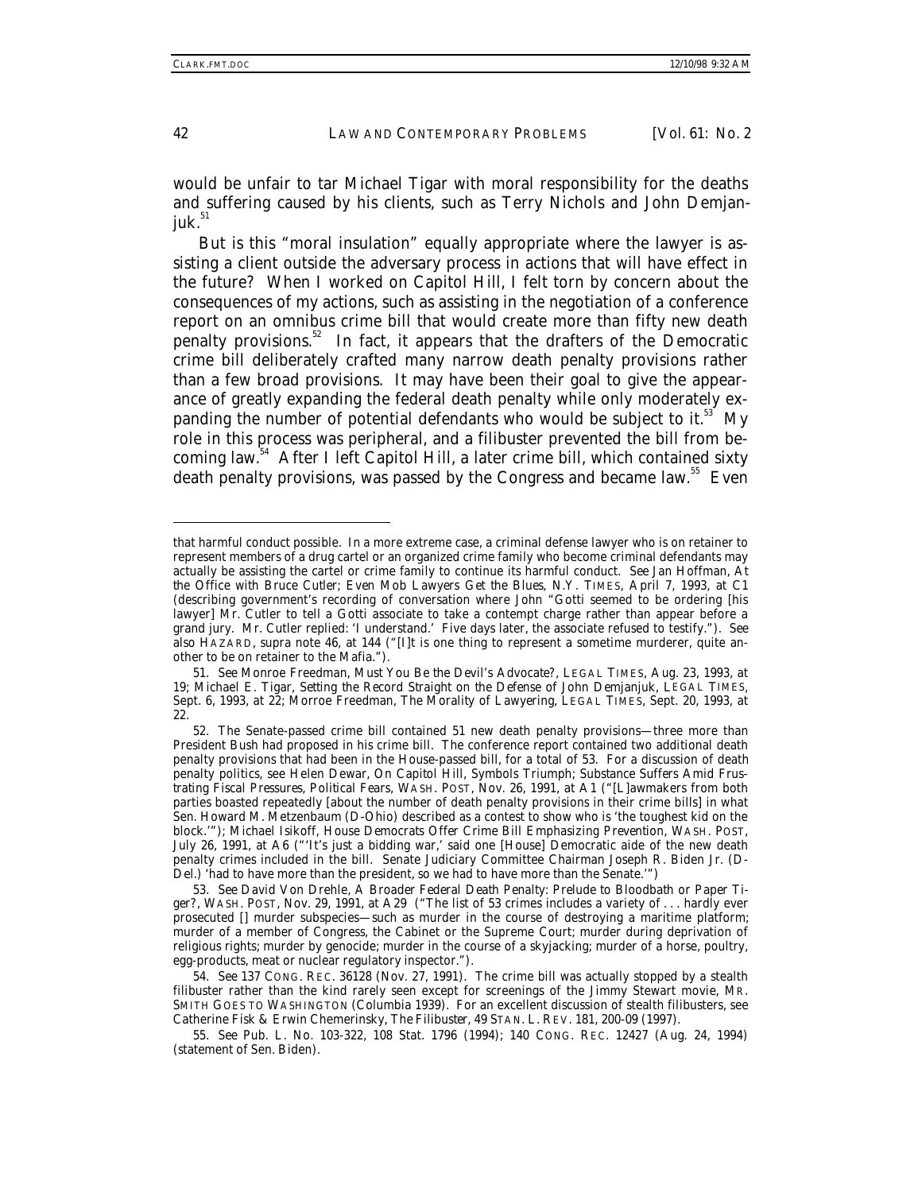would be unfair to tar Michael Tigar with moral responsibility for the deaths and suffering caused by his clients, such as Terry Nichols and John Demjanjuk.[51]

But is this "moral insulation" equally appropriate where the lawyer is assisting a client outside the adversary process in actions that will have effect in the future? When I worked on Capitol Hill, I felt torn by concern about the consequences of my actions, such as assisting in the negotiation of a conference report on an omnibus crime bill that would create more than fifty new death penalty provisions.[52] In fact, it appears that the drafters of the Democratic crime bill deliberately crafted many narrow death penalty provisions rather than a few broad provisions. It may have been their goal to give the appearance of greatly expanding the federal death penalty while only moderately expanding the number of potential defendants who would be subject to it.[53] My role in this process was peripheral, and a filibuster prevented the bill from becoming law.[54] After I left Capitol Hill, a later crime bill, which contained sixty death penalty provisions, was passed by the Congress and became law.[55] Even

---

that harmful conduct possible. In a more extreme case, a criminal defense lawyer who is on retainer to represent members of a drug cartel or an organized crime family who become criminal defendants may actually be assisting the cartel or crime family to continue its harmful conduct. *See* Jan Hoffman, *At the Office with Bruce Cutler; Even Mob Lawyers Get the Blues*, N.Y. TIMES, April 7, 1993, at C1 (describing government's recording of conversation where John "Gotti seemed to be ordering [his lawyer] Mr. Cutler to tell a Gotti associate to take a contempt charge rather than appear before a grand jury. Mr. Cutler replied: 'I understand.' Five days later, the associate refused to testify."). *See also* HAZARD, *supra* note 46, at 144 ("[I]t is one thing to represent a sometime murderer, quite another to be on retainer to the Mafia.").

51. *See* Monroe Freedman, *Must You Be the Devil's Advocate?*, LEGAL TIMES, Aug. 23, 1993, at 19; Michael E. Tigar, *Setting the Record Straight on the Defense of John Demjanjuk*, LEGAL TIMES, Sept. 6, 1993, at 22; Morroe Freedman, *The Morality of Lawyering*, LEGAL TIMES, Sept. 20, 1993, at 22.

52. The Senate-passed crime bill contained 51 new death penalty provisions—three more than President Bush had proposed in his crime bill. The conference report contained two additional death penalty provisions that had been in the House-passed bill, for a total of 53. For a discussion of death penalty politics, see Helen Dewar, *On Capitol Hill, Symbols Triumph; Substance Suffers Amid Frustrating Fiscal Pressures, Political Fears*, WASH. POST, Nov. 26, 1991, at A1 ("[L]awmakers from both parties boasted repeatedly [about the number of death penalty provisions in their crime bills] in what Sen. Howard M. Metzenbaum (D-Ohio) described as a contest to show who is 'the toughest kid on the block.'"); Michael Isikoff, *House Democrats Offer Crime Bill Emphasizing Prevention*, WASH. POST, July 26, 1991, at A6 ("'It's just a bidding war,' said one [House] Democratic aide of the new death penalty crimes included in the bill. Senate Judiciary Committee Chairman Joseph R. Biden Jr. (D-Del.) 'had to have more than the president, so we had to have more than the Senate.'")

53. *See* David Von Drehle, *A Broader Federal Death Penalty: Prelude to Bloodbath or Paper Tiger?*, WASH. POST, Nov. 29, 1991, at A29 ("The list of 53 crimes includes a variety of . . . hardly ever prosecuted [] murder subspecies—such as murder in the course of destroying a maritime platform; murder of a member of Congress, the Cabinet or the Supreme Court; murder during deprivation of religious rights; murder by genocide; murder in the course of a skyjacking; murder of a horse, poultry, egg-products, meat or nuclear regulatory inspector.").

54. *See* 137 CONG. REC. 36128 (Nov. 27, 1991). The crime bill was actually stopped by a stealth filibuster rather than the kind rarely seen except for screenings of the Jimmy Stewart movie, MR. SMITH GOES TO WASHINGTON (Columbia 1939). For an excellent discussion of stealth filibusters, see Catherine Fisk & Erwin Chemerinsky, *The Filibuster*, 49 STAN. L. REV. 181, 200-09 (1997).

55. *See* Pub. L. No. 103-322, 108 Stat. 1796 (1994); 140 CONG. REC. 12427 (Aug. 24, 1994) (statement of Sen. Biden).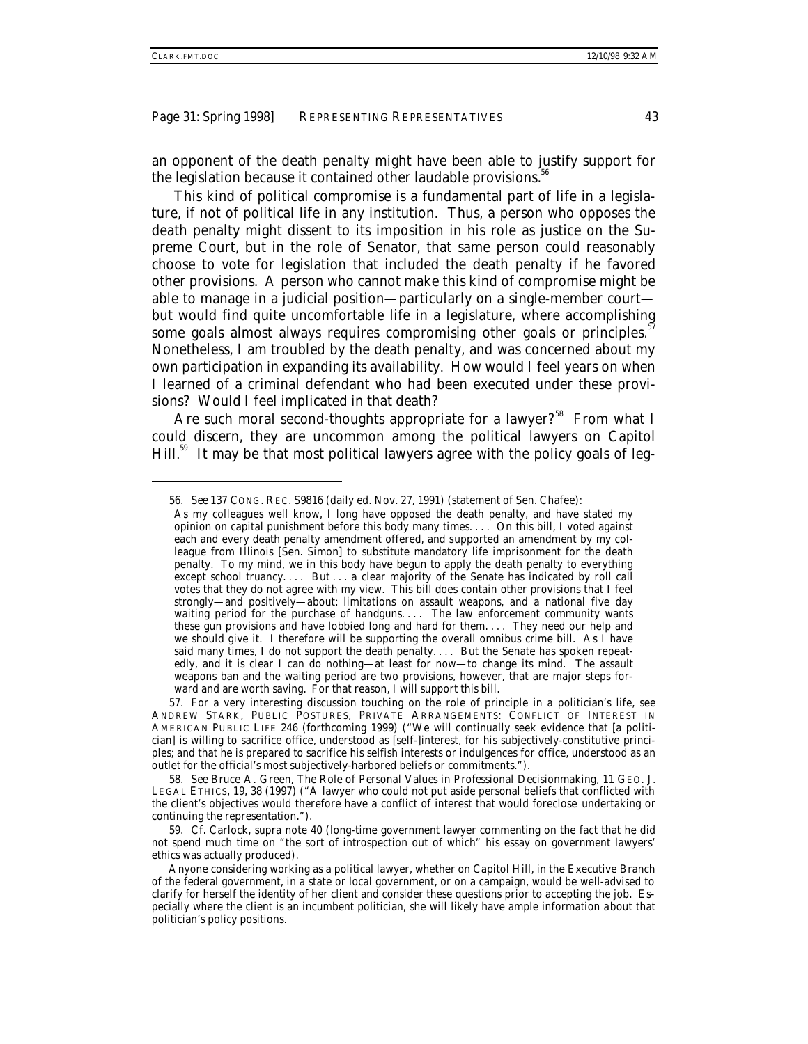an opponent of the death penalty might have been able to justify support for the legislation because it contained other laudable provisions.[56]

This kind of political compromise is a fundamental part of life in a legislature, if not of political life in any institution. Thus, a person who opposes the death penalty might dissent to its imposition in his role as justice on the Supreme Court, but in the role of Senator, that same person could reasonably choose to vote for legislation that included the death penalty if he favored other provisions. A person who cannot make this kind of compromise might be able to manage in a judicial position—particularly on a single-member court—but would find quite uncomfortable life in a legislature, where accomplishing some goals almost always requires compromising other goals or principles.[57] Nonetheless, I am troubled by the death penalty, and was concerned about my own participation in expanding its availability. How would I feel years on when I learned of a criminal defendant who had been executed under these provisions? Would I feel implicated in that death?

Are such moral second-thoughts appropriate for a lawyer?[58] From what I could discern, they are uncommon among the political lawyers on Capitol Hill.[59] It may be that most political lawyers agree with the policy goals of leg-

---

56. *See* 137 CONG. REC. S9816 (daily ed. Nov. 27, 1991) (statement of Sen. Chafee):

> As my colleagues well know, I long have opposed the death penalty, and have stated my opinion on capital punishment before this body many times. . . . On this bill, I voted against each and every death penalty amendment offered, and supported an amendment by my colleague from Illinois [Sen. Simon] to substitute mandatory life imprisonment for the death penalty. To my mind, we in this body have begun to apply the death penalty to everything except school truancy. . . . But . . . a clear majority of the Senate has indicated by roll call votes that they do not agree with my view. This bill does contain other provisions that I feel strongly—and positively—about: limitations on assault weapons, and a national five day waiting period for the purchase of handguns. . . . The law enforcement community wants these gun provisions and have lobbied long and hard for them. . . . They need our help and we should give it. I therefore will be supporting the overall omnibus crime bill. As I have said many times, I do not support the death penalty. . . . But the Senate has spoken repeatedly, and it is clear I can do nothing—at least for now—to change its mind. The assault weapons ban and the waiting period are two provisions, however, that are major steps forward and are worth saving. For that reason, I will support this bill.

57. For a very interesting discussion touching on the role of principle in a politician's life, see ANDREW STARK, PUBLIC POSTURES, PRIVATE ARRANGEMENTS: CONFLICT OF INTEREST IN AMERICAN PUBLIC LIFE 246 (forthcoming 1999) ("We will continually seek evidence that [a politician] is willing to sacrifice office, understood as [self-]interest, for his subjectively-constitutive principles; and that he is prepared to sacrifice his selfish interests or indulgences for office, understood as an outlet for the official's most subjectively-harbored beliefs or commitments.").

58. *See* Bruce A. Green, *The Role of Personal Values in Professional Decisionmaking*, 11 GEO. J. LEGAL ETHICS, 19, 38 (1997) ("A lawyer who could not put aside personal beliefs that conflicted with the client's objectives would therefore have a conflict of interest that would foreclose undertaking or continuing the representation.").

59. *Cf.* Carlock, *supra* note 40 (long-time government lawyer commenting on the fact that he did not spend much time on "the sort of introspection out of which" his essay on government lawyers' ethics was actually produced).

Anyone considering working as a political lawyer, whether on Capitol Hill, in the Executive Branch of the federal government, in a state or local government, or on a campaign, would be well-advised to clarify for herself the identity of her client and consider these questions prior to accepting the job. Especially where the client is an incumbent politician, she will likely have ample information about that politician's policy positions.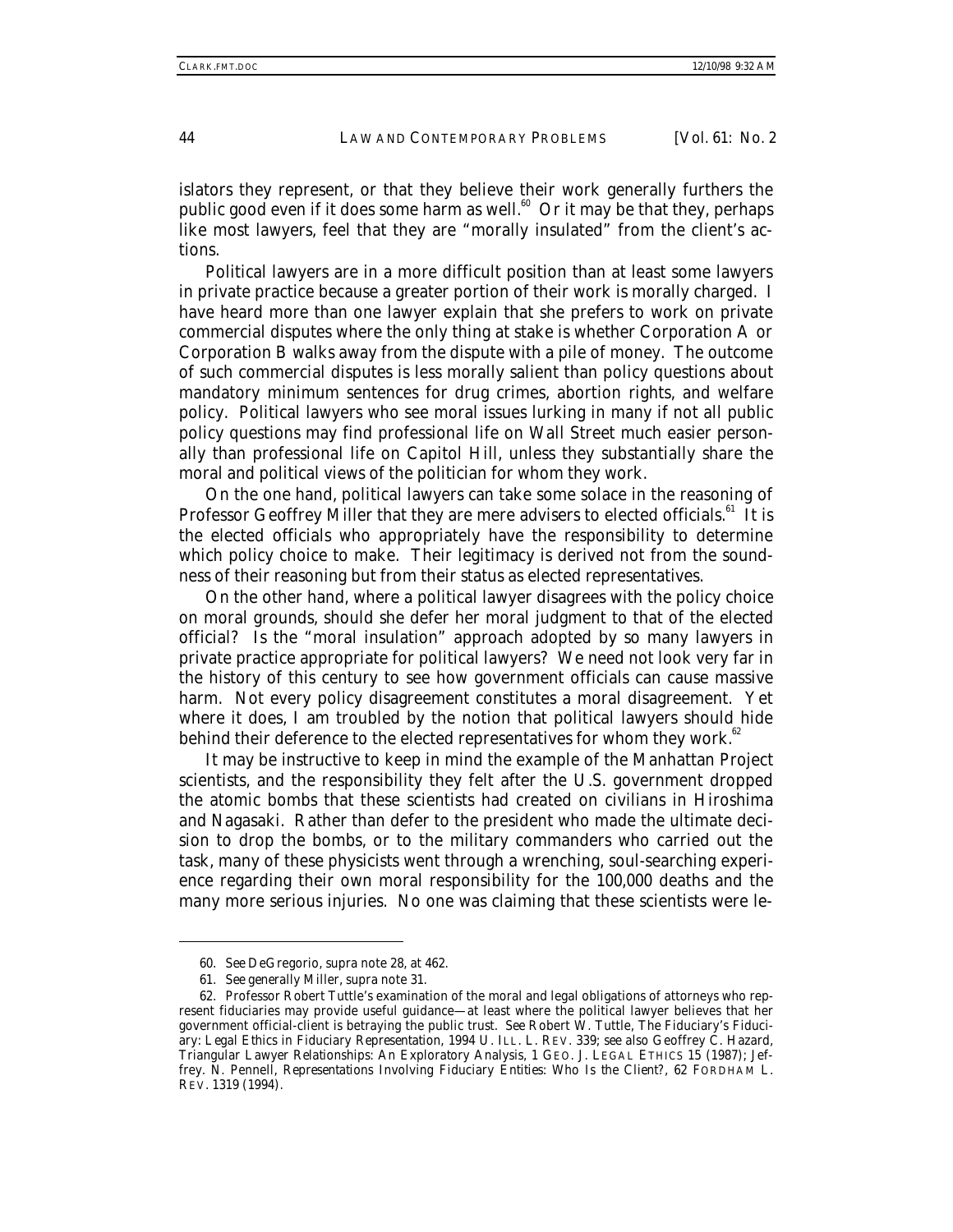islators they represent, or that they believe their work generally furthers the public good even if it does some harm as well.[60] Or it may be that they, perhaps like most lawyers, feel that they are "morally insulated" from the client's actions.

Political lawyers are in a more difficult position than at least some lawyers in private practice because a greater portion of their work is morally charged. I have heard more than one lawyer explain that she prefers to work on private commercial disputes where the only thing at stake is whether Corporation A or Corporation B walks away from the dispute with a pile of money. The outcome of such commercial disputes is less morally salient than policy questions about mandatory minimum sentences for drug crimes, abortion rights, and welfare policy. Political lawyers who see moral issues lurking in many if not all public policy questions may find professional life on Wall Street much easier personally than professional life on Capitol Hill, unless they substantially share the moral and political views of the politician for whom they work.

On the one hand, political lawyers can take some solace in the reasoning of Professor Geoffrey Miller that they are mere advisers to elected officials.[61] It is the elected officials who appropriately have the responsibility to determine which policy choice to make. Their legitimacy is derived not from the soundness of their reasoning but from their status as elected representatives.

On the other hand, where a political lawyer disagrees with the policy choice on moral grounds, should she defer her moral judgment to that of the elected official? Is the "moral insulation" approach adopted by so many lawyers in private practice appropriate for political lawyers? We need not look very far in the history of this century to see how government officials can cause massive harm. Not every policy disagreement constitutes a moral disagreement. Yet where it does, I am troubled by the notion that political lawyers should hide behind their deference to the elected representatives for whom they work.[62]

It may be instructive to keep in mind the example of the Manhattan Project scientists, and the responsibility they felt after the U.S. government dropped the atomic bombs that these scientists had created on civilians in Hiroshima and Nagasaki. Rather than defer to the president who made the ultimate decision to drop the bombs, or to the military commanders who carried out the task, many of these physicists went through a wrenching, soul-searching experience regarding their own moral responsibility for the 100,000 deaths and the many more serious injuries. No one was claiming that these scientists were le-

---

60. *See* DeGregorio, *supra* note 28, at 462.

61. *See generally* Miller, *supra* note 31.

62. Professor Robert Tuttle's examination of the moral and legal obligations of attorneys who represent fiduciaries may provide useful guidance—at least where the political lawyer believes that her government official-client is betraying the public trust. *See* Robert W. Tuttle, *The Fiduciary's Fiduciary: Legal Ethics in Fiduciary Representation*, 1994 U. ILL. L. REV. 339; *see also* Geoffrey C. Hazard, *Triangular Lawyer Relationships: An Exploratory Analysis*, 1 GEO. J. LEGAL ETHICS 15 (1987); Jeffrey. N. Pennell, *Representations Involving Fiduciary Entities: Who Is the Client?*, 62 FORDHAM L. REV. 1319 (1994).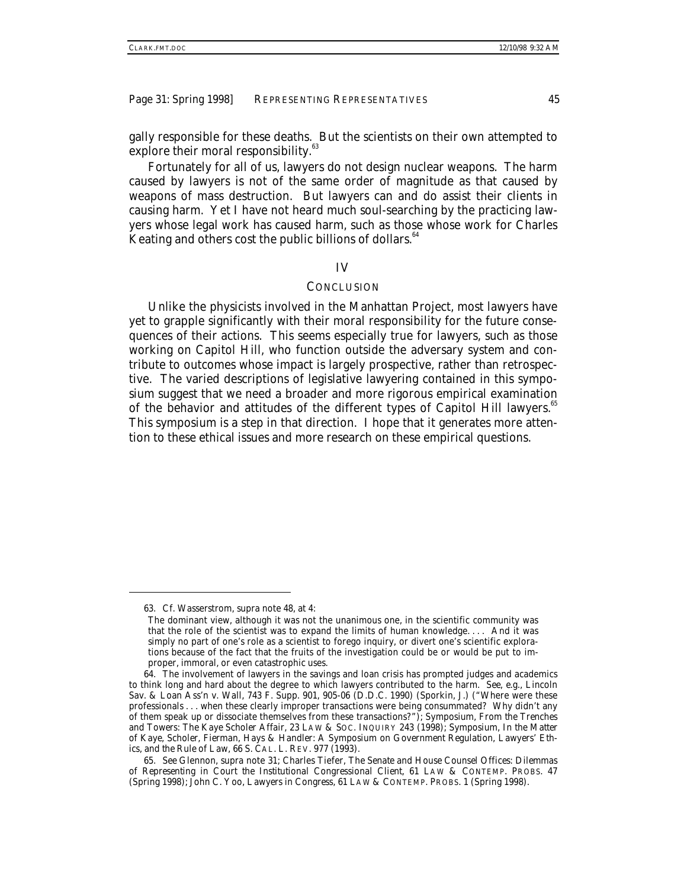gally responsible for these deaths. But the scientists on their own attempted to explore their moral responsibility.[63]

Fortunately for all of us, lawyers do not design nuclear weapons. The harm caused by lawyers is not of the same order of magnitude as that caused by weapons of mass destruction. But lawyers can and do assist their clients in causing harm. Yet I have not heard much soul-searching by the practicing lawyers whose legal work has caused harm, such as those whose work for Charles Keating and others cost the public billions of dollars.[64]

## IV

## CONCLUSION

Unlike the physicists involved in the Manhattan Project, most lawyers have yet to grapple significantly with their moral responsibility for the future consequences of their actions. This seems especially true for lawyers, such as those working on Capitol Hill, who function outside the adversary system and contribute to outcomes whose impact is largely prospective, rather than retrospective. The varied descriptions of legislative lawyering contained in this symposium suggest that we need a broader and more rigorous empirical examination of the behavior and attitudes of the different types of Capitol Hill lawyers.[65] This symposium is a step in that direction. I hope that it generates more attention to these ethical issues and more research on these empirical questions.

---

63. *Cf.* Wasserstrom, *supra* note 48, at 4:

> The dominant view, although it was not the unanimous one, in the scientific community was that the role of the scientist was to expand the limits of human knowledge. . . . And it was simply no part of one's role as a scientist to forego inquiry, or divert one's scientific explorations because of the fact that the fruits of the investigation could be or would be put to improper, immoral, or even catastrophic uses.

64. The involvement of lawyers in the savings and loan crisis has prompted judges and academics to think long and hard about the degree to which lawyers contributed to the harm. *See, e.g.*, Lincoln Sav. & Loan Ass'n v. Wall, 743 F. Supp. 901, 905-06 (D.D.C. 1990) (Sporkin, J.) ("Where were these professionals . . . when these clearly improper transactions were being consummated? Why didn't any of them speak up or dissociate themselves from these transactions?"); Symposium, *From the Trenches and Towers: The Kaye Scholer Affair*, 23 LAW & SOC. INQUIRY 243 (1998); Symposium, *In the Matter of Kaye, Scholer, Fierman, Hays & Handler: A Symposium on Government Regulation, Lawyers' Ethics, and the Rule of Law*, 66 S. CAL. L. REV. 977 (1993).

65. *See* Glennon, *supra* note 31; Charles Tiefer, *The Senate and House Counsel Offices: Dilemmas of Representing in Court the Institutional Congressional Client*, 61 LAW & CONTEMP. PROBS. 47 (Spring 1998); John C. Yoo, *Lawyers in Congress*, 61 LAW & CONTEMP. PROBS. 1 (Spring 1998).